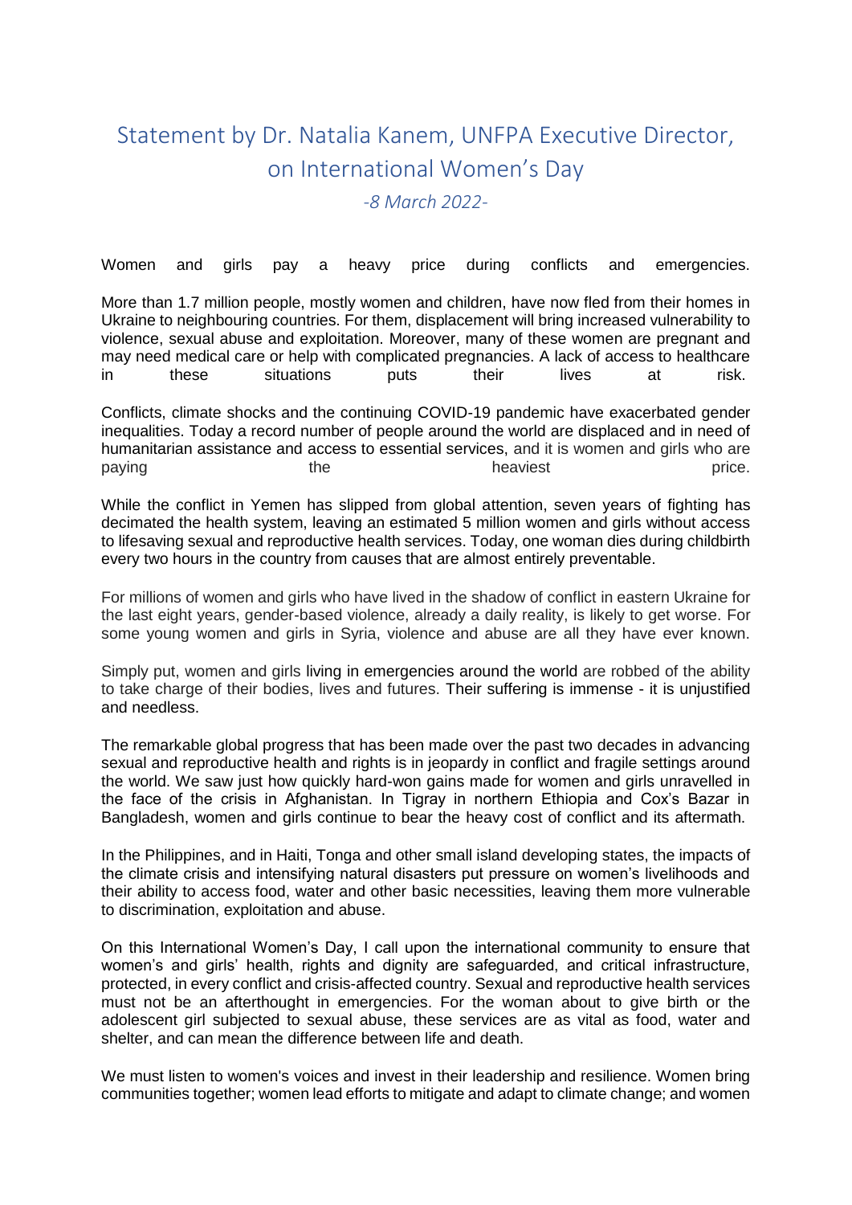# Statement by Dr. Natalia Kanem, UNFPA Executive Director, on International Women's Day

*-8 March 2022-*

Women and girls pay a heavy price during conflicts and emergencies.

More than 1.7 million people, mostly women and children, have now fled from their homes in Ukraine to neighbouring countries. For them, displacement will bring increased vulnerability to violence, sexual abuse and exploitation. Moreover, many of these women are pregnant and may need medical care or help with complicated pregnancies. A lack of access to healthcare in these situations puts their lives at risk.

Conflicts, climate shocks and the continuing COVID-19 pandemic have exacerbated gender inequalities. Today a record number of people around the world are displaced and in need of humanitarian assistance and access to essential services, and it is women and girls who are paying the heaviest price.

While the conflict in Yemen has slipped from global attention, seven years of fighting has decimated the health system, leaving an estimated 5 million women and girls without access to lifesaving sexual and reproductive health services. Today, one woman dies during childbirth every two hours in the country from causes that are almost entirely preventable.

For millions of women and girls who have lived in the shadow of conflict in eastern Ukraine for the last eight years, gender-based violence, already a daily reality, is likely to get worse. For some young women and girls in Syria, violence and abuse are all they have ever known.

Simply put, women and girls living in emergencies around the world are robbed of the ability to take charge of their bodies, lives and futures. Their suffering is immense - it is unjustified and needless.

The remarkable global progress that has been made over the past two decades in advancing sexual and reproductive health and rights is in jeopardy in conflict and fragile settings around the world. We saw just how quickly hard-won gains made for women and girls unravelled in the face of the crisis in Afghanistan. In Tigray in northern Ethiopia and Cox's Bazar in Bangladesh, women and girls continue to bear the heavy cost of conflict and its aftermath.

In the Philippines, and in Haiti, Tonga and other small island developing states, the impacts of the climate crisis and intensifying natural disasters put pressure on women's livelihoods and their ability to access food, water and other basic necessities, leaving them more vulnerable to discrimination, exploitation and abuse.

On this International Women's Day, I call upon the international community to ensure that women's and girls' health, rights and dignity are safeguarded, and critical infrastructure, protected, in every conflict and crisis-affected country. Sexual and reproductive health services must not be an afterthought in emergencies. For the woman about to give birth or the adolescent girl subjected to sexual abuse, these services are as vital as food, water and shelter, and can mean the difference between life and death.

We must listen to women's voices and invest in their leadership and resilience. Women bring communities together; women lead efforts to mitigate and adapt to climate change; and women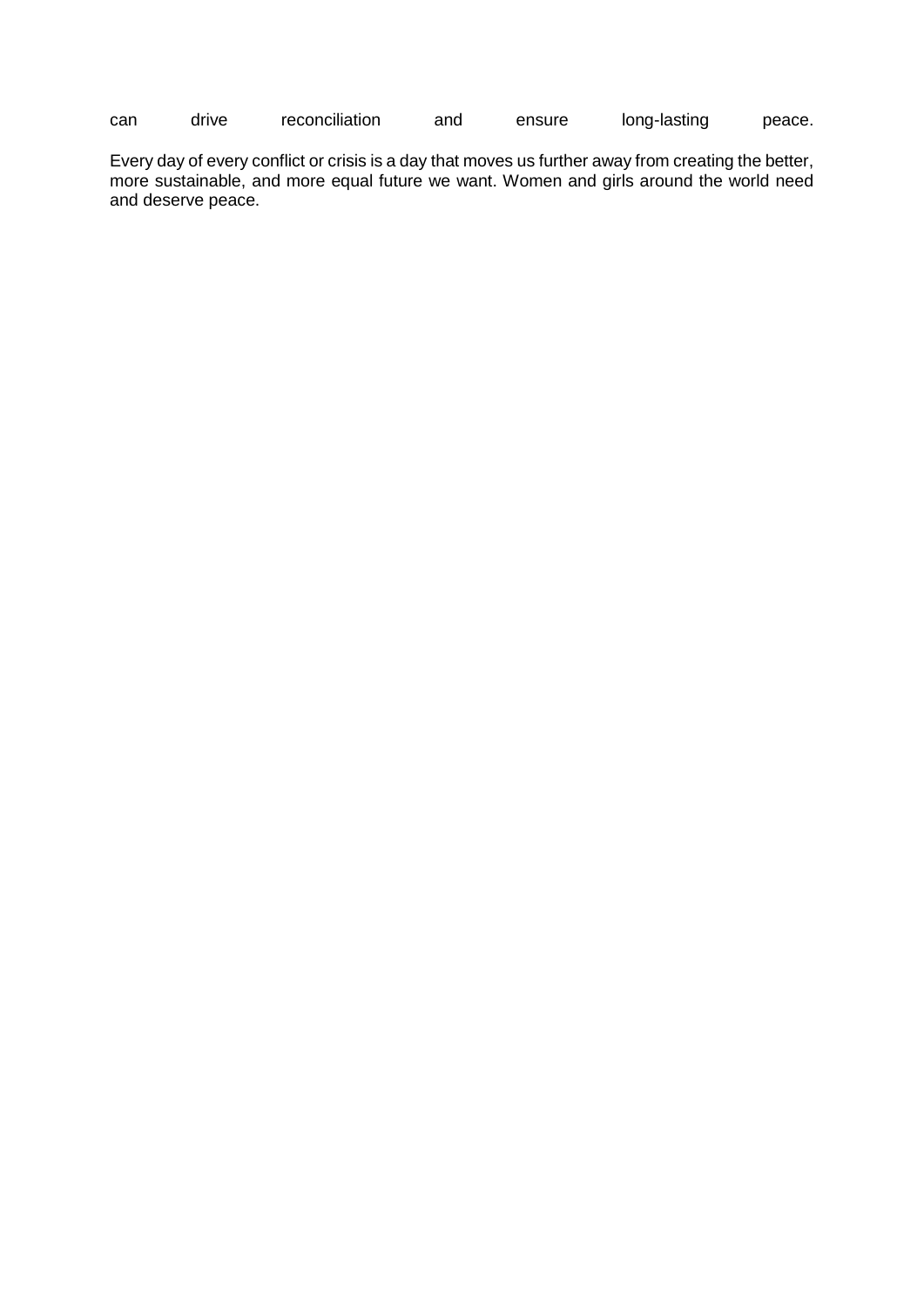can drive reconciliation and ensure long-lasting peace.

Every day of every conflict or crisis is a day that moves us further away from creating the better, more sustainable, and more equal future we want. Women and girls around the world need and deserve peace.